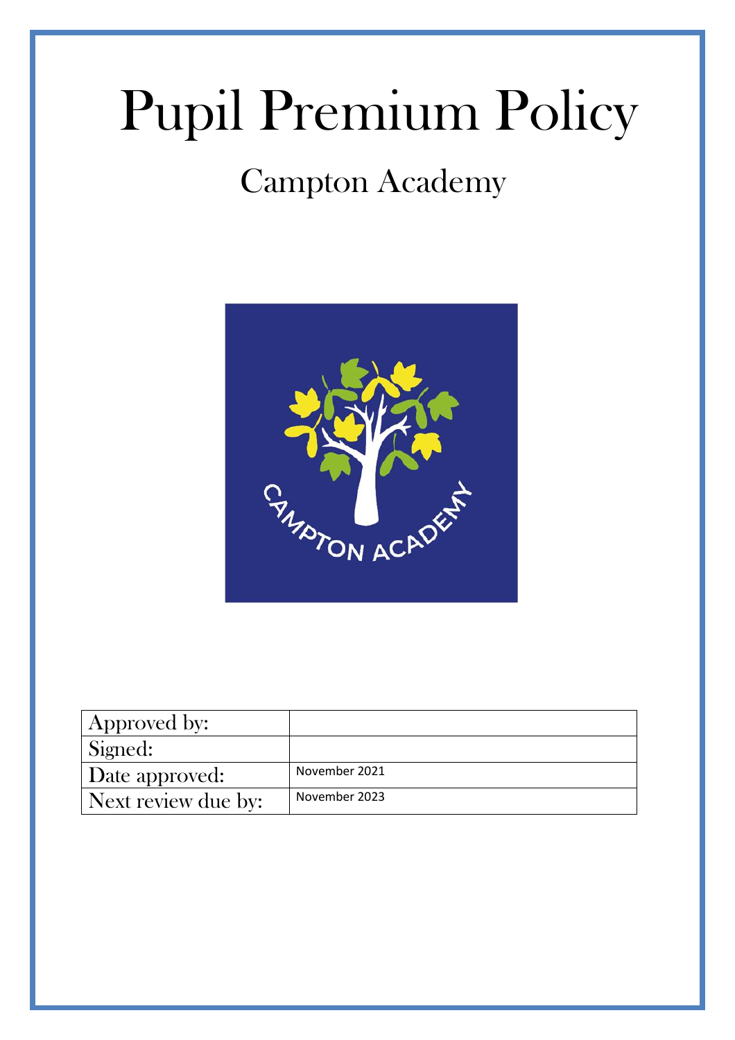# Pupil Premium Policy

## Campton Academy

| Approved by: | |
| --- | --- |
| Signed: | |
| Date approved: | November 2021 |
| Next review due by: | November 2023 |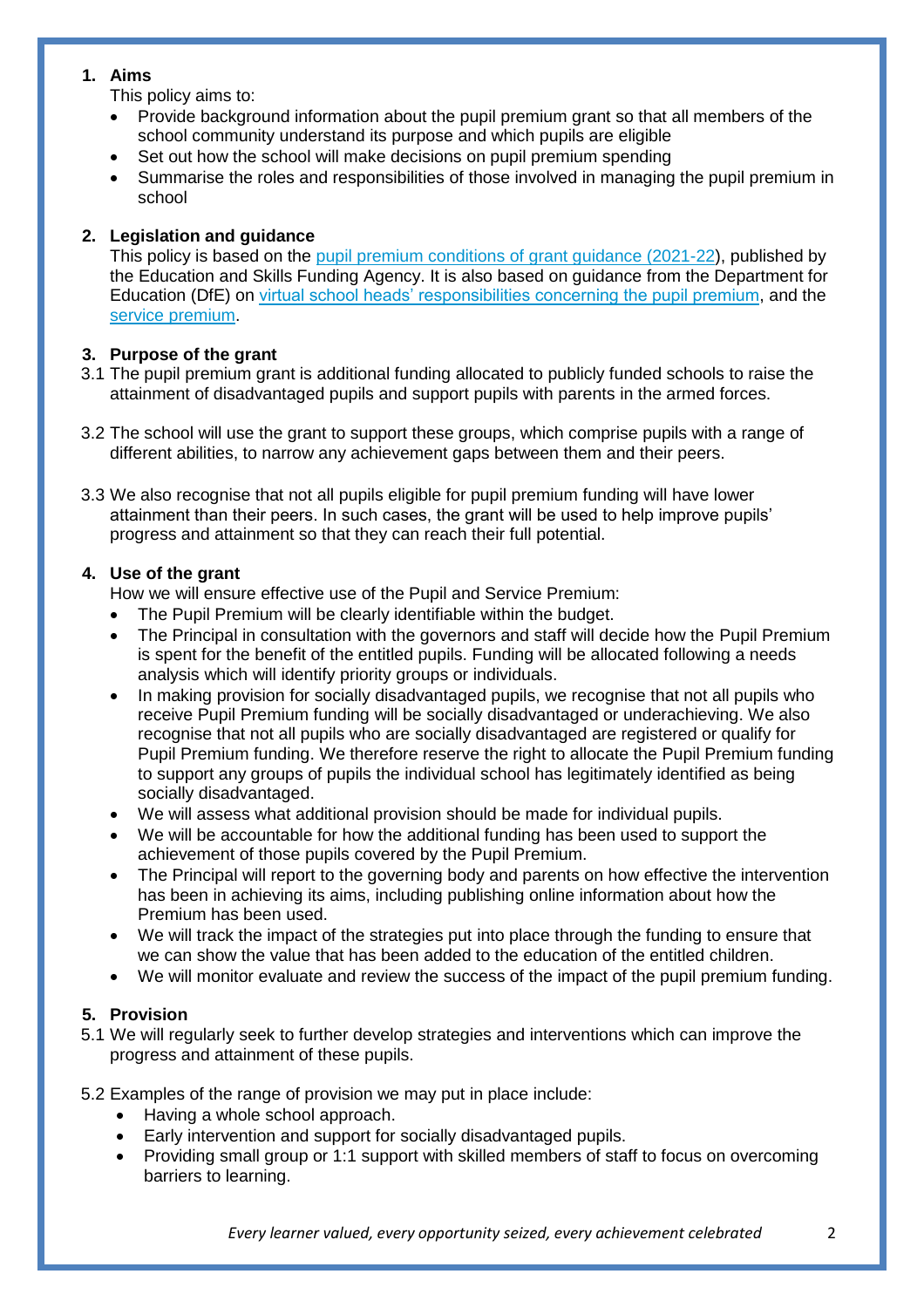## 1. Aims

This policy aims to:

- Provide background information about the pupil premium grant so that all members of the school community understand its purpose and which pupils are eligible
- Set out how the school will make decisions on pupil premium spending
- Summarise the roles and responsibilities of those involved in managing the pupil premium in school

## 2. Legislation and guidance

This policy is based on the [pupil premium conditions of grant guidance (2021-22)](), published by the Education and Skills Funding Agency. It is also based on guidance from the Department for Education (DfE) on [virtual school heads' responsibilities concerning the pupil premium](), and the [service premium]().

## 3. Purpose of the grant

3.1 The pupil premium grant is additional funding allocated to publicly funded schools to raise the attainment of disadvantaged pupils and support pupils with parents in the armed forces.

3.2 The school will use the grant to support these groups, which comprise pupils with a range of different abilities, to narrow any achievement gaps between them and their peers.

3.3 We also recognise that not all pupils eligible for pupil premium funding will have lower attainment than their peers. In such cases, the grant will be used to help improve pupils' progress and attainment so that they can reach their full potential.

## 4. Use of the grant

How we will ensure effective use of the Pupil and Service Premium:

- The Pupil Premium will be clearly identifiable within the budget.
- The Principal in consultation with the governors and staff will decide how the Pupil Premium is spent for the benefit of the entitled pupils. Funding will be allocated following a needs analysis which will identify priority groups or individuals.
- In making provision for socially disadvantaged pupils, we recognise that not all pupils who receive Pupil Premium funding will be socially disadvantaged or underachieving. We also recognise that not all pupils who are socially disadvantaged are registered or qualify for Pupil Premium funding. We therefore reserve the right to allocate the Pupil Premium funding to support any groups of pupils the individual school has legitimately identified as being socially disadvantaged.
- We will assess what additional provision should be made for individual pupils.
- We will be accountable for how the additional funding has been used to support the achievement of those pupils covered by the Pupil Premium.
- The Principal will report to the governing body and parents on how effective the intervention has been in achieving its aims, including publishing online information about how the Premium has been used.
- We will track the impact of the strategies put into place through the funding to ensure that we can show the value that has been added to the education of the entitled children.
- We will monitor evaluate and review the success of the impact of the pupil premium funding.

## 5. Provision

5.1 We will regularly seek to further develop strategies and interventions which can improve the progress and attainment of these pupils.

5.2 Examples of the range of provision we may put in place include:

- Having a whole school approach.
- Early intervention and support for socially disadvantaged pupils.
- Providing small group or 1:1 support with skilled members of staff to focus on overcoming barriers to learning.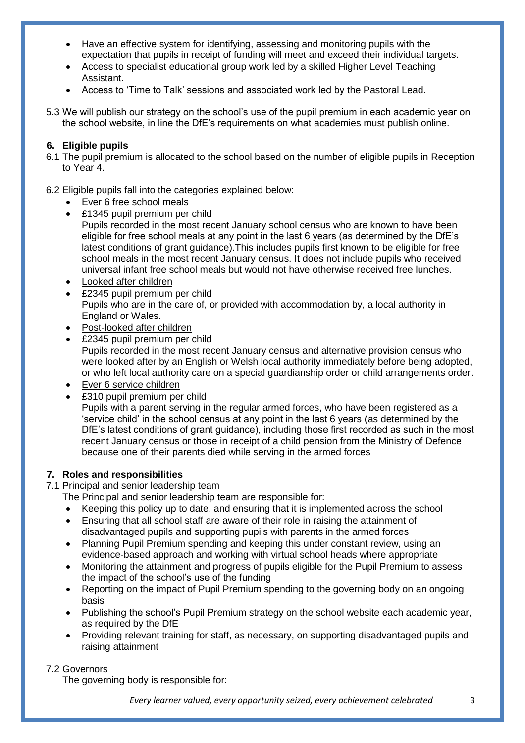- Have an effective system for identifying, assessing and monitoring pupils with the expectation that pupils in receipt of funding will meet and exceed their individual targets.
- Access to specialist educational group work led by a skilled Higher Level Teaching Assistant.
- Access to 'Time to Talk' sessions and associated work led by the Pastoral Lead.

5.3 We will publish our strategy on the school's use of the pupil premium in each academic year on the school website, in line the DfE's requirements on what academies must publish online.

## 6. Eligible pupils

6.1 The pupil premium is allocated to the school based on the number of eligible pupils in Reception to Year 4.

6.2 Eligible pupils fall into the categories explained below:

- Ever 6 free school meals
- £1345 pupil premium per child
  Pupils recorded in the most recent January school census who are known to have been eligible for free school meals at any point in the last 6 years (as determined by the DfE's latest conditions of grant guidance).This includes pupils first known to be eligible for free school meals in the most recent January census. It does not include pupils who received universal infant free school meals but would not have otherwise received free lunches.
- Looked after children
- £2345 pupil premium per child
  Pupils who are in the care of, or provided with accommodation by, a local authority in England or Wales.
- Post-looked after children
- £2345 pupil premium per child
  Pupils recorded in the most recent January census and alternative provision census who were looked after by an English or Welsh local authority immediately before being adopted, or who left local authority care on a special guardianship order or child arrangements order.
- Ever 6 service children
- £310 pupil premium per child
  Pupils with a parent serving in the regular armed forces, who have been registered as a 'service child' in the school census at any point in the last 6 years (as determined by the DfE's latest conditions of grant guidance), including those first recorded as such in the most recent January census or those in receipt of a child pension from the Ministry of Defence because one of their parents died while serving in the armed forces

## 7. Roles and responsibilities

7.1 Principal and senior leadership team

The Principal and senior leadership team are responsible for:

- Keeping this policy up to date, and ensuring that it is implemented across the school
- Ensuring that all school staff are aware of their role in raising the attainment of disadvantaged pupils and supporting pupils with parents in the armed forces
- Planning Pupil Premium spending and keeping this under constant review, using an evidence-based approach and working with virtual school heads where appropriate
- Monitoring the attainment and progress of pupils eligible for the Pupil Premium to assess the impact of the school's use of the funding
- Reporting on the impact of Pupil Premium spending to the governing body on an ongoing basis
- Publishing the school's Pupil Premium strategy on the school website each academic year, as required by the DfE
- Providing relevant training for staff, as necessary, on supporting disadvantaged pupils and raising attainment

7.2 Governors

The governing body is responsible for: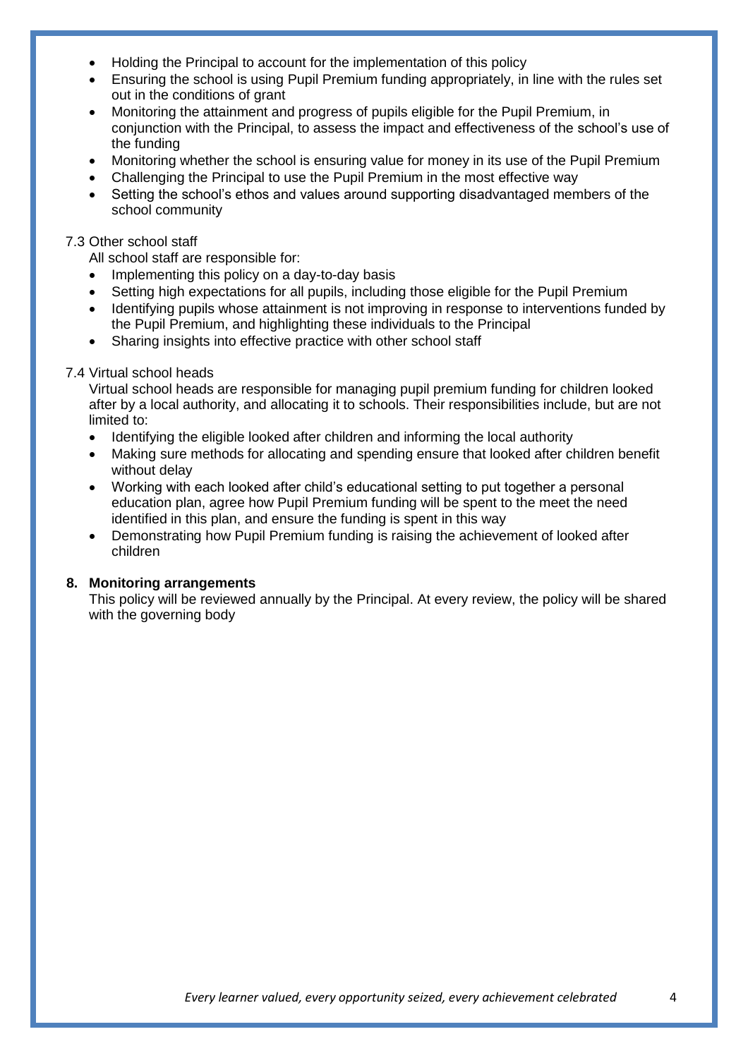- Holding the Principal to account for the implementation of this policy
- Ensuring the school is using Pupil Premium funding appropriately, in line with the rules set out in the conditions of grant
- Monitoring the attainment and progress of pupils eligible for the Pupil Premium, in conjunction with the Principal, to assess the impact and effectiveness of the school's use of the funding
- Monitoring whether the school is ensuring value for money in its use of the Pupil Premium
- Challenging the Principal to use the Pupil Premium in the most effective way
- Setting the school's ethos and values around supporting disadvantaged members of the school community

7.3 Other school staff

All school staff are responsible for:

- Implementing this policy on a day-to-day basis
- Setting high expectations for all pupils, including those eligible for the Pupil Premium
- Identifying pupils whose attainment is not improving in response to interventions funded by the Pupil Premium, and highlighting these individuals to the Principal
- Sharing insights into effective practice with other school staff

7.4 Virtual school heads

Virtual school heads are responsible for managing pupil premium funding for children looked after by a local authority, and allocating it to schools. Their responsibilities include, but are not limited to:

- Identifying the eligible looked after children and informing the local authority
- Making sure methods for allocating and spending ensure that looked after children benefit without delay
- Working with each looked after child's educational setting to put together a personal education plan, agree how Pupil Premium funding will be spent to the meet the need identified in this plan, and ensure the funding is spent in this way
- Demonstrating how Pupil Premium funding is raising the achievement of looked after children

## 8. Monitoring arrangements

This policy will be reviewed annually by the Principal. At every review, the policy will be shared with the governing body